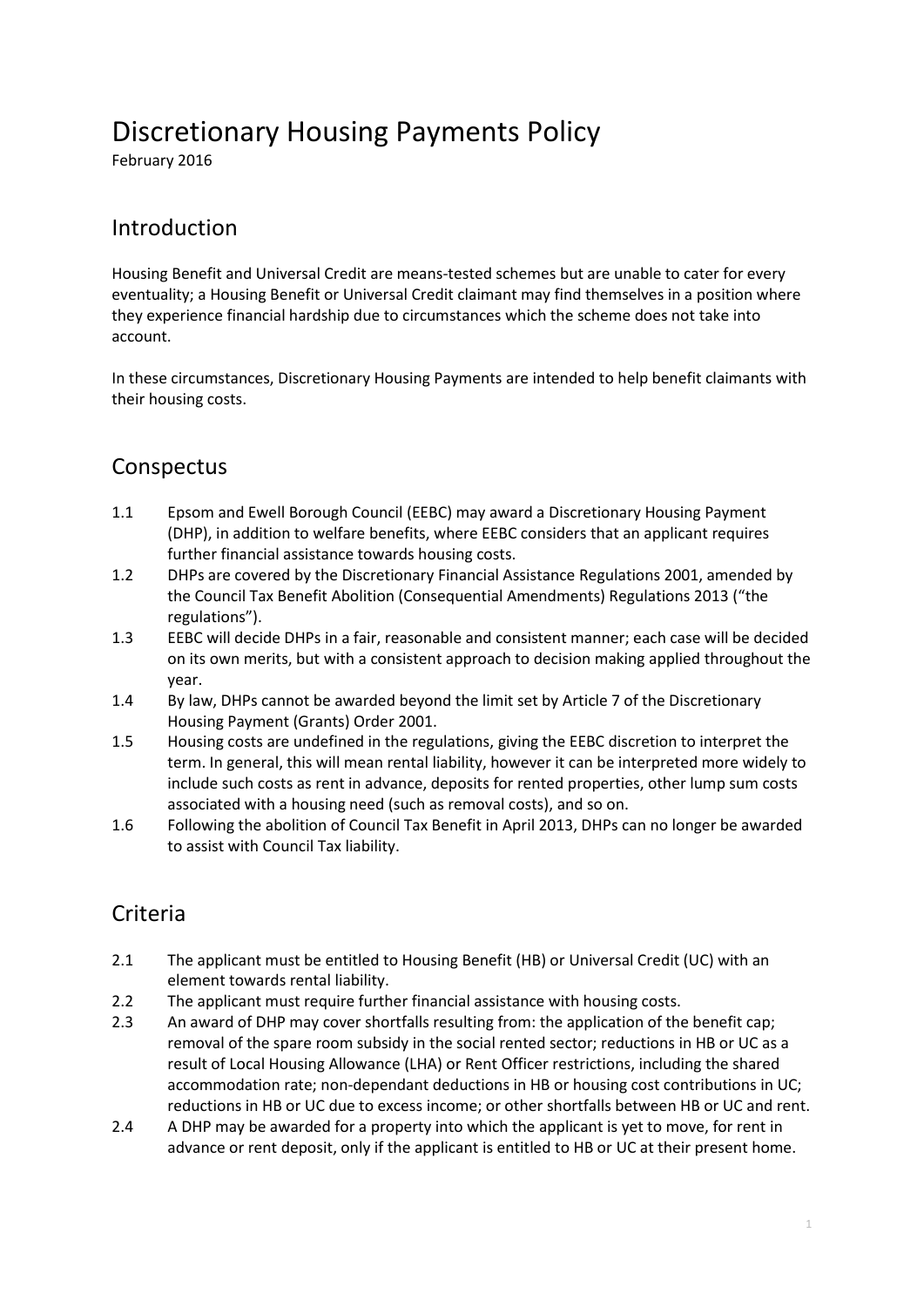# Discretionary Housing Payments Policy

February 2016

## Introduction

Housing Benefit and Universal Credit are means-tested schemes but are unable to cater for every eventuality; a Housing Benefit or Universal Credit claimant may find themselves in a position where they experience financial hardship due to circumstances which the scheme does not take into account.

In these circumstances, Discretionary Housing Payments are intended to help benefit claimants with their housing costs.

## Conspectus

1.1 Epsom and Ewell Borough Council (EEBC) may award a Discretionary Housing Payment (DHP), in addition to welfare benefits, where EEBC considers that an applicant requires further financial assistance towards housing costs.

1.2 DHPs are covered by the Discretionary Financial Assistance Regulations 2001, amended by the Council Tax Benefit Abolition (Consequential Amendments) Regulations 2013 ("the regulations").

1.3 EEBC will decide DHPs in a fair, reasonable and consistent manner; each case will be decided on its own merits, but with a consistent approach to decision making applied throughout the year.

1.4 By law, DHPs cannot be awarded beyond the limit set by Article 7 of the Discretionary Housing Payment (Grants) Order 2001.

1.5 Housing costs are undefined in the regulations, giving the EEBC discretion to interpret the term. In general, this will mean rental liability, however it can be interpreted more widely to include such costs as rent in advance, deposits for rented properties, other lump sum costs associated with a housing need (such as removal costs), and so on.

1.6 Following the abolition of Council Tax Benefit in April 2013, DHPs can no longer be awarded to assist with Council Tax liability.

## Criteria

2.1 The applicant must be entitled to Housing Benefit (HB) or Universal Credit (UC) with an element towards rental liability.

2.2 The applicant must require further financial assistance with housing costs.

2.3 An award of DHP may cover shortfalls resulting from: the application of the benefit cap; removal of the spare room subsidy in the social rented sector; reductions in HB or UC as a result of Local Housing Allowance (LHA) or Rent Officer restrictions, including the shared accommodation rate; non-dependant deductions in HB or housing cost contributions in UC; reductions in HB or UC due to excess income; or other shortfalls between HB or UC and rent.

2.4 A DHP may be awarded for a property into which the applicant is yet to move, for rent in advance or rent deposit, only if the applicant is entitled to HB or UC at their present home.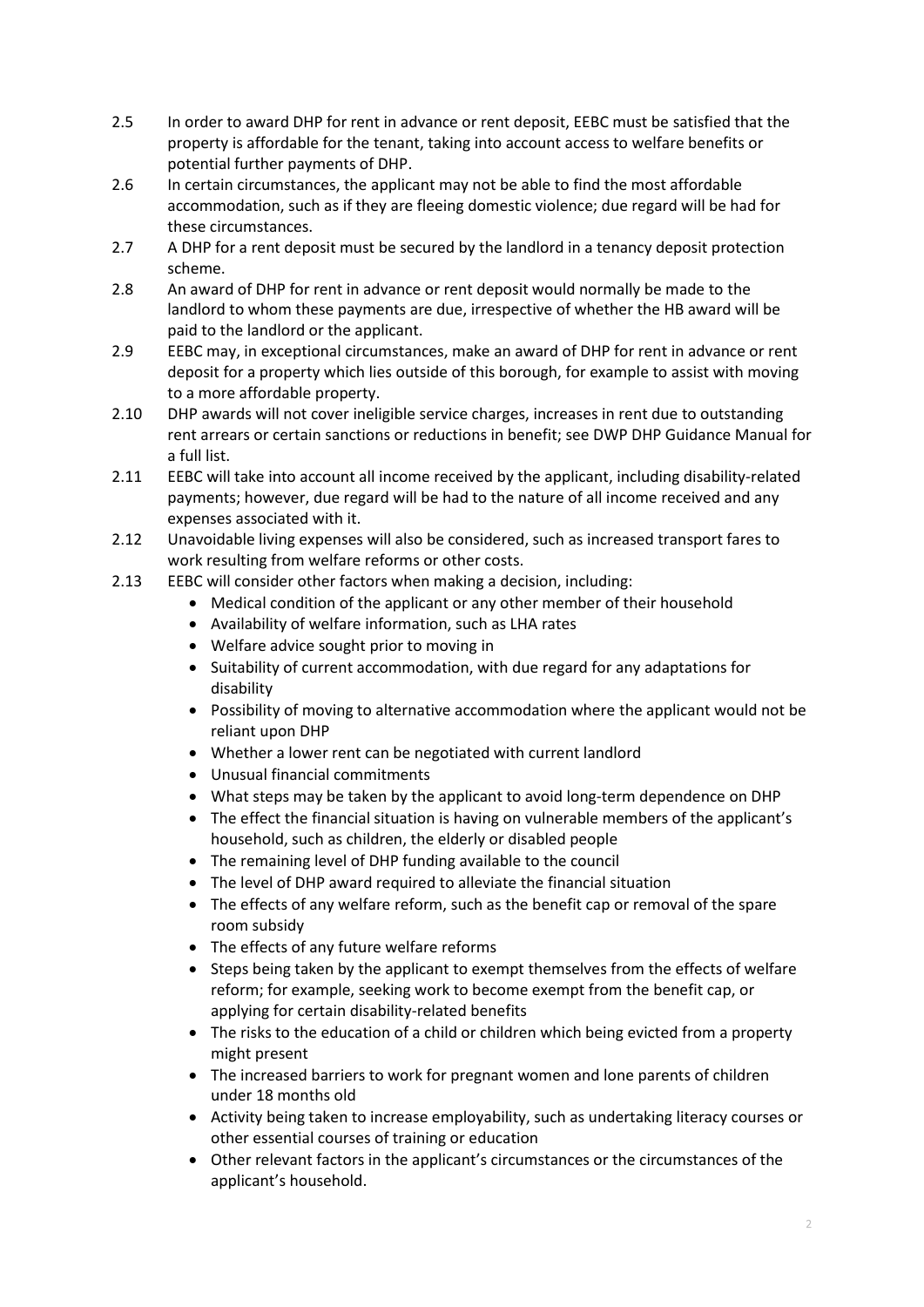2.5 In order to award DHP for rent in advance or rent deposit, EEBC must be satisfied that the property is affordable for the tenant, taking into account access to welfare benefits or potential further payments of DHP.

2.6 In certain circumstances, the applicant may not be able to find the most affordable accommodation, such as if they are fleeing domestic violence; due regard will be had for these circumstances.

2.7 A DHP for a rent deposit must be secured by the landlord in a tenancy deposit protection scheme.

2.8 An award of DHP for rent in advance or rent deposit would normally be made to the landlord to whom these payments are due, irrespective of whether the HB award will be paid to the landlord or the applicant.

2.9 EEBC may, in exceptional circumstances, make an award of DHP for rent in advance or rent deposit for a property which lies outside of this borough, for example to assist with moving to a more affordable property.

2.10 DHP awards will not cover ineligible service charges, increases in rent due to outstanding rent arrears or certain sanctions or reductions in benefit; see DWP DHP Guidance Manual for a full list.

2.11 EEBC will take into account all income received by the applicant, including disability-related payments; however, due regard will be had to the nature of all income received and any expenses associated with it.

2.12 Unavoidable living expenses will also be considered, such as increased transport fares to work resulting from welfare reforms or other costs.

2.13 EEBC will consider other factors when making a decision, including:

- Medical condition of the applicant or any other member of their household
- Availability of welfare information, such as LHA rates
- Welfare advice sought prior to moving in
- Suitability of current accommodation, with due regard for any adaptations for disability
- Possibility of moving to alternative accommodation where the applicant would not be reliant upon DHP
- Whether a lower rent can be negotiated with current landlord
- Unusual financial commitments
- What steps may be taken by the applicant to avoid long-term dependence on DHP
- The effect the financial situation is having on vulnerable members of the applicant's household, such as children, the elderly or disabled people
- The remaining level of DHP funding available to the council
- The level of DHP award required to alleviate the financial situation
- The effects of any welfare reform, such as the benefit cap or removal of the spare room subsidy
- The effects of any future welfare reforms
- Steps being taken by the applicant to exempt themselves from the effects of welfare reform; for example, seeking work to become exempt from the benefit cap, or applying for certain disability-related benefits
- The risks to the education of a child or children which being evicted from a property might present
- The increased barriers to work for pregnant women and lone parents of children under 18 months old
- Activity being taken to increase employability, such as undertaking literacy courses or other essential courses of training or education
- Other relevant factors in the applicant's circumstances or the circumstances of the applicant's household.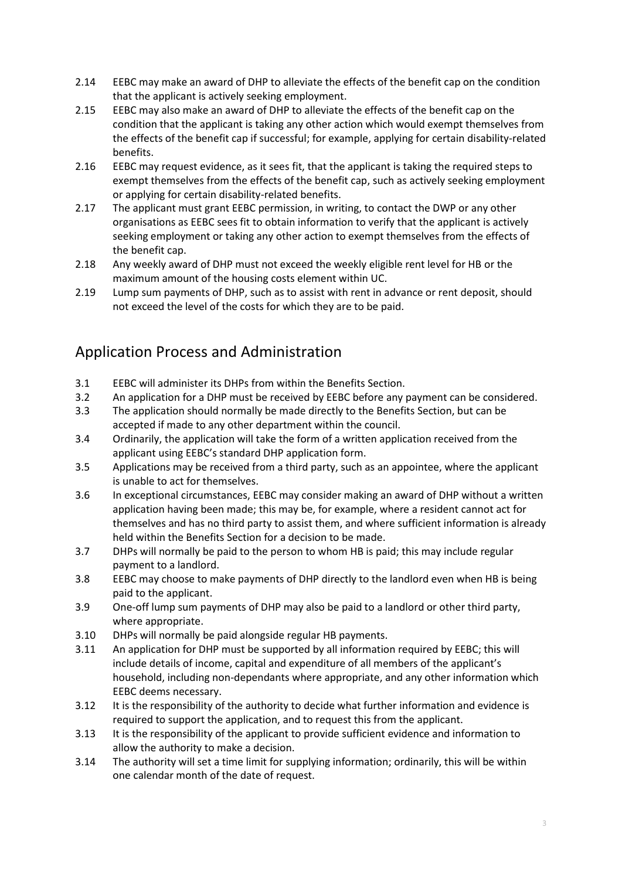2.14 EEBC may make an award of DHP to alleviate the effects of the benefit cap on the condition that the applicant is actively seeking employment.

2.15 EEBC may also make an award of DHP to alleviate the effects of the benefit cap on the condition that the applicant is taking any other action which would exempt themselves from the effects of the benefit cap if successful; for example, applying for certain disability-related benefits.

2.16 EEBC may request evidence, as it sees fit, that the applicant is taking the required steps to exempt themselves from the effects of the benefit cap, such as actively seeking employment or applying for certain disability-related benefits.

2.17 The applicant must grant EEBC permission, in writing, to contact the DWP or any other organisations as EEBC sees fit to obtain information to verify that the applicant is actively seeking employment or taking any other action to exempt themselves from the effects of the benefit cap.

2.18 Any weekly award of DHP must not exceed the weekly eligible rent level for HB or the maximum amount of the housing costs element within UC.

2.19 Lump sum payments of DHP, such as to assist with rent in advance or rent deposit, should not exceed the level of the costs for which they are to be paid.

## Application Process and Administration

3.1 EEBC will administer its DHPs from within the Benefits Section.

3.2 An application for a DHP must be received by EEBC before any payment can be considered.

3.3 The application should normally be made directly to the Benefits Section, but can be accepted if made to any other department within the council.

3.4 Ordinarily, the application will take the form of a written application received from the applicant using EEBC's standard DHP application form.

3.5 Applications may be received from a third party, such as an appointee, where the applicant is unable to act for themselves.

3.6 In exceptional circumstances, EEBC may consider making an award of DHP without a written application having been made; this may be, for example, where a resident cannot act for themselves and has no third party to assist them, and where sufficient information is already held within the Benefits Section for a decision to be made.

3.7 DHPs will normally be paid to the person to whom HB is paid; this may include regular payment to a landlord.

3.8 EEBC may choose to make payments of DHP directly to the landlord even when HB is being paid to the applicant.

3.9 One-off lump sum payments of DHP may also be paid to a landlord or other third party, where appropriate.

3.10 DHPs will normally be paid alongside regular HB payments.

3.11 An application for DHP must be supported by all information required by EEBC; this will include details of income, capital and expenditure of all members of the applicant's household, including non-dependants where appropriate, and any other information which EEBC deems necessary.

3.12 It is the responsibility of the authority to decide what further information and evidence is required to support the application, and to request this from the applicant.

3.13 It is the responsibility of the applicant to provide sufficient evidence and information to allow the authority to make a decision.

3.14 The authority will set a time limit for supplying information; ordinarily, this will be within one calendar month of the date of request.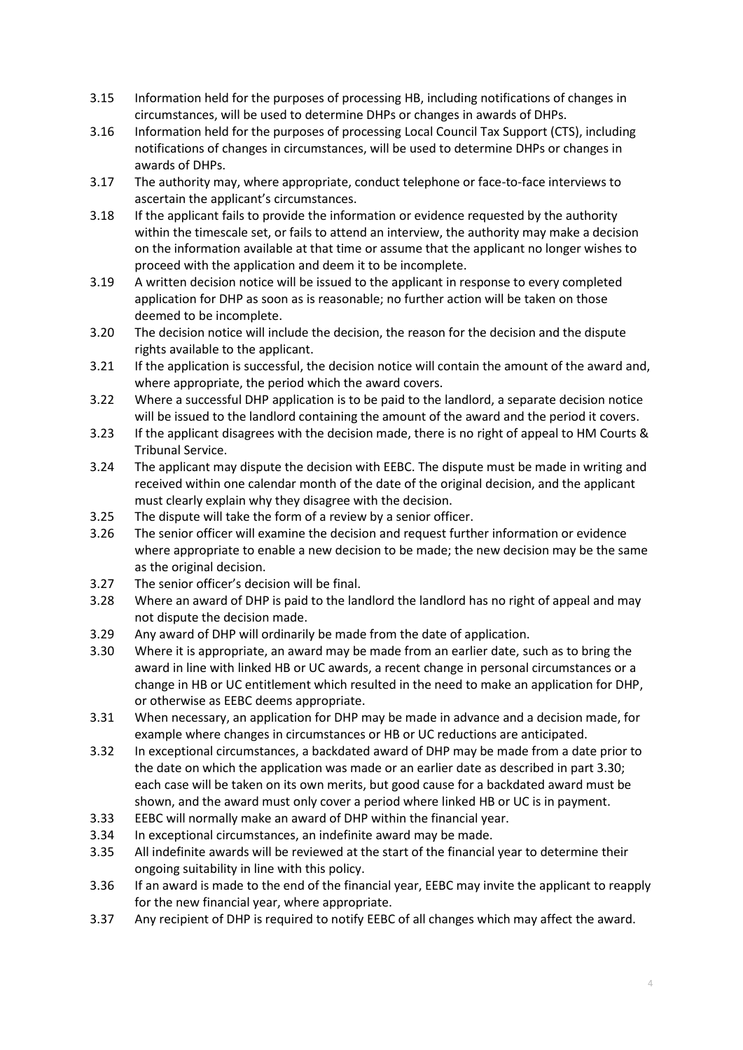3.15 Information held for the purposes of processing HB, including notifications of changes in circumstances, will be used to determine DHPs or changes in awards of DHPs.

3.16 Information held for the purposes of processing Local Council Tax Support (CTS), including notifications of changes in circumstances, will be used to determine DHPs or changes in awards of DHPs.

3.17 The authority may, where appropriate, conduct telephone or face-to-face interviews to ascertain the applicant's circumstances.

3.18 If the applicant fails to provide the information or evidence requested by the authority within the timescale set, or fails to attend an interview, the authority may make a decision on the information available at that time or assume that the applicant no longer wishes to proceed with the application and deem it to be incomplete.

3.19 A written decision notice will be issued to the applicant in response to every completed application for DHP as soon as is reasonable; no further action will be taken on those deemed to be incomplete.

3.20 The decision notice will include the decision, the reason for the decision and the dispute rights available to the applicant.

3.21 If the application is successful, the decision notice will contain the amount of the award and, where appropriate, the period which the award covers.

3.22 Where a successful DHP application is to be paid to the landlord, a separate decision notice will be issued to the landlord containing the amount of the award and the period it covers.

3.23 If the applicant disagrees with the decision made, there is no right of appeal to HM Courts & Tribunal Service.

3.24 The applicant may dispute the decision with EEBC. The dispute must be made in writing and received within one calendar month of the date of the original decision, and the applicant must clearly explain why they disagree with the decision.

3.25 The dispute will take the form of a review by a senior officer.

3.26 The senior officer will examine the decision and request further information or evidence where appropriate to enable a new decision to be made; the new decision may be the same as the original decision.

3.27 The senior officer's decision will be final.

3.28 Where an award of DHP is paid to the landlord the landlord has no right of appeal and may not dispute the decision made.

3.29 Any award of DHP will ordinarily be made from the date of application.

3.30 Where it is appropriate, an award may be made from an earlier date, such as to bring the award in line with linked HB or UC awards, a recent change in personal circumstances or a change in HB or UC entitlement which resulted in the need to make an application for DHP, or otherwise as EEBC deems appropriate.

3.31 When necessary, an application for DHP may be made in advance and a decision made, for example where changes in circumstances or HB or UC reductions are anticipated.

3.32 In exceptional circumstances, a backdated award of DHP may be made from a date prior to the date on which the application was made or an earlier date as described in part 3.30; each case will be taken on its own merits, but good cause for a backdated award must be shown, and the award must only cover a period where linked HB or UC is in payment.

3.33 EEBC will normally make an award of DHP within the financial year.

3.34 In exceptional circumstances, an indefinite award may be made.

3.35 All indefinite awards will be reviewed at the start of the financial year to determine their ongoing suitability in line with this policy.

3.36 If an award is made to the end of the financial year, EEBC may invite the applicant to reapply for the new financial year, where appropriate.

3.37 Any recipient of DHP is required to notify EEBC of all changes which may affect the award.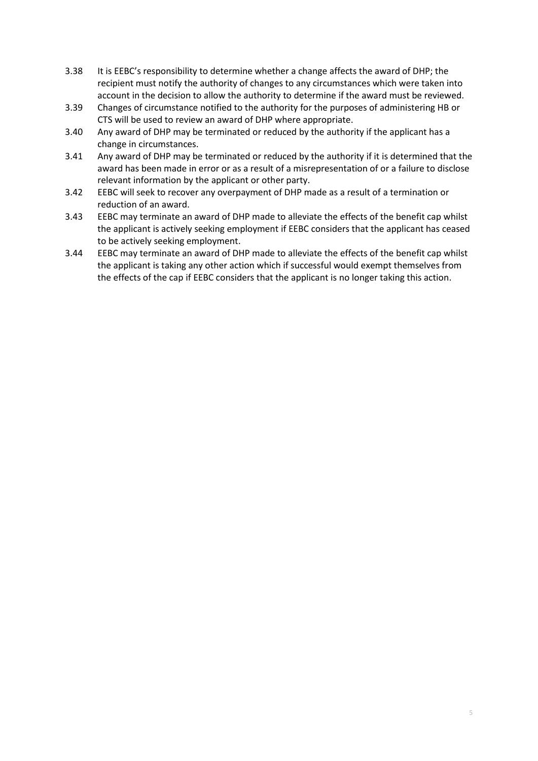3.38 It is EEBC's responsibility to determine whether a change affects the award of DHP; the recipient must notify the authority of changes to any circumstances which were taken into account in the decision to allow the authority to determine if the award must be reviewed.

3.39 Changes of circumstance notified to the authority for the purposes of administering HB or CTS will be used to review an award of DHP where appropriate.

3.40 Any award of DHP may be terminated or reduced by the authority if the applicant has a change in circumstances.

3.41 Any award of DHP may be terminated or reduced by the authority if it is determined that the award has been made in error or as a result of a misrepresentation of or a failure to disclose relevant information by the applicant or other party.

3.42 EEBC will seek to recover any overpayment of DHP made as a result of a termination or reduction of an award.

3.43 EEBC may terminate an award of DHP made to alleviate the effects of the benefit cap whilst the applicant is actively seeking employment if EEBC considers that the applicant has ceased to be actively seeking employment.

3.44 EEBC may terminate an award of DHP made to alleviate the effects of the benefit cap whilst the applicant is taking any other action which if successful would exempt themselves from the effects of the cap if EEBC considers that the applicant is no longer taking this action.